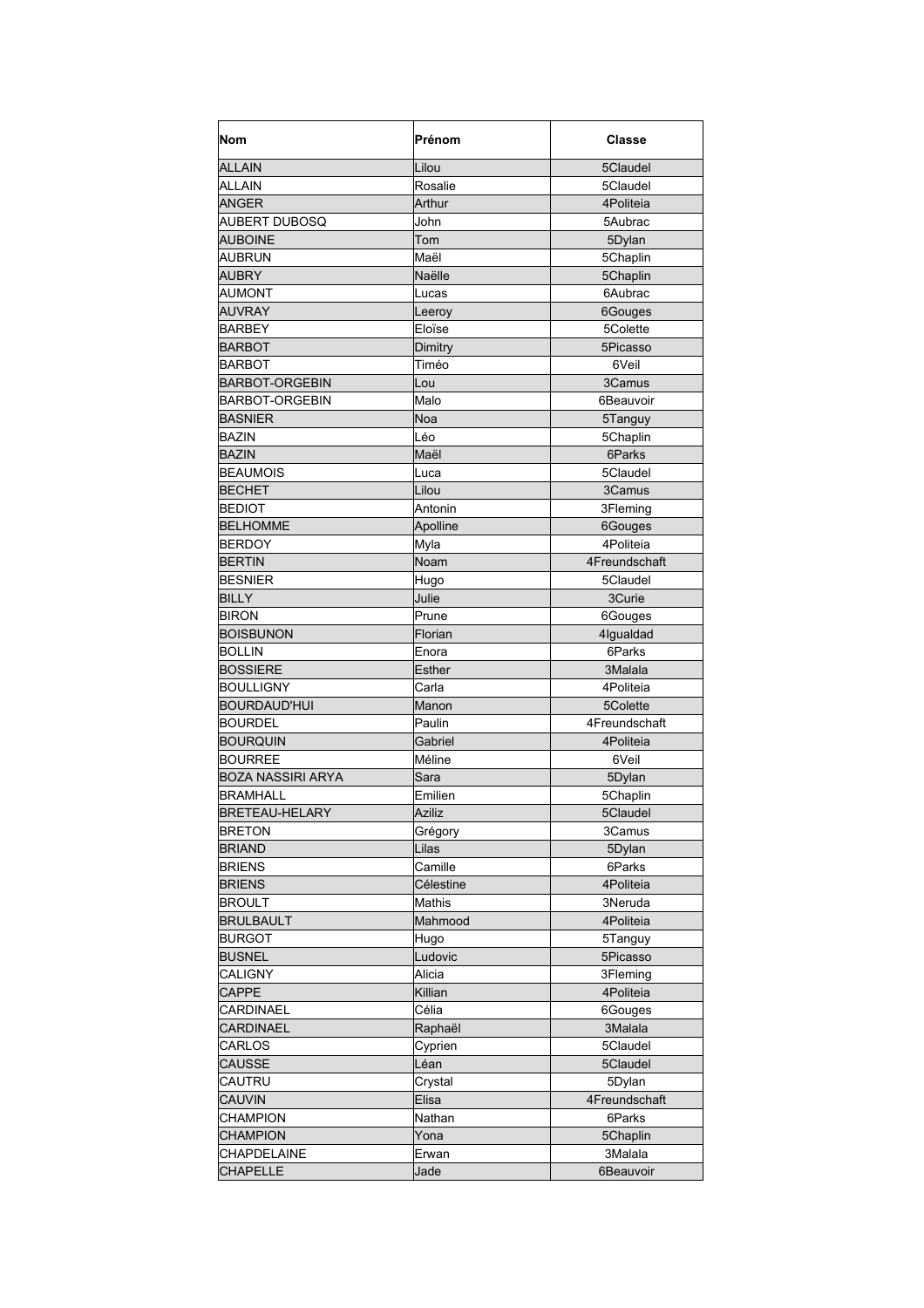| Nom | Prénom | Classe |
| --- | --- | --- |
| ALLAIN | Lilou | 5Claudel |
| ALLAIN | Rosalie | 5Claudel |
| ANGER | Arthur | 4Politeia |
| AUBERT DUBOSQ | John | 5Aubrac |
| AUBOINE | Tom | 5Dylan |
| AUBRUN | Maël | 5Chaplin |
| AUBRY | Naëlle | 5Chaplin |
| AUMONT | Lucas | 6Aubrac |
| AUVRAY | Leeroy | 6Gouges |
| BARBEY | Eloïse | 5Colette |
| BARBOT | Dimitry | 5Picasso |
| BARBOT | Timéo | 6Veil |
| BARBOT-ORGEBIN | Lou | 3Camus |
| BARBOT-ORGEBIN | Malo | 6Beauvoir |
| BASNIER | Noa | 5Tanguy |
| BAZIN | Léo | 5Chaplin |
| BAZIN | Maël | 6Parks |
| BEAUMOIS | Luca | 5Claudel |
| BECHET | Lilou | 3Camus |
| BEDIOT | Antonin | 3Fleming |
| BELHOMME | Apolline | 6Gouges |
| BERDOY | Myla | 4Politeia |
| BERTIN | Noam | 4Freundschaft |
| BESNIER | Hugo | 5Claudel |
| BILLY | Julie | 3Curie |
| BIRON | Prune | 6Gouges |
| BOISBUNON | Florian | 4Igualdad |
| BOLLIN | Enora | 6Parks |
| BOSSIERE | Esther | 3Malala |
| BOULLIGNY | Carla | 4Politeia |
| BOURDAUD'HUI | Manon | 5Colette |
| BOURDEL | Paulin | 4Freundschaft |
| BOURQUIN | Gabriel | 4Politeia |
| BOURREE | Méline | 6Veil |
| BOZA NASSIRI ARYA | Sara | 5Dylan |
| BRAMHALL | Emilien | 5Chaplin |
| BRETEAU-HELARY | Aziliz | 5Claudel |
| BRETON | Grégory | 3Camus |
| BRIAND | Lilas | 5Dylan |
| BRIENS | Camille | 6Parks |
| BRIENS | Célestine | 4Politeia |
| BROULT | Mathis | 3Neruda |
| BRULBAULT | Mahmood | 4Politeia |
| BURGOT | Hugo | 5Tanguy |
| BUSNEL | Ludovic | 5Picasso |
| CALIGNY | Alicia | 3Fleming |
| CAPPE | Killian | 4Politeia |
| CARDINAEL | Célia | 6Gouges |
| CARDINAEL | Raphaël | 3Malala |
| CARLOS | Cyprien | 5Claudel |
| CAUSSE | Léan | 5Claudel |
| CAUTRU | Crystal | 5Dylan |
| CAUVIN | Elisa | 4Freundschaft |
| CHAMPION | Nathan | 6Parks |
| CHAMPION | Yona | 5Chaplin |
| CHAPDELAINE | Erwan | 3Malala |
| CHAPELLE | Jade | 6Beauvoir |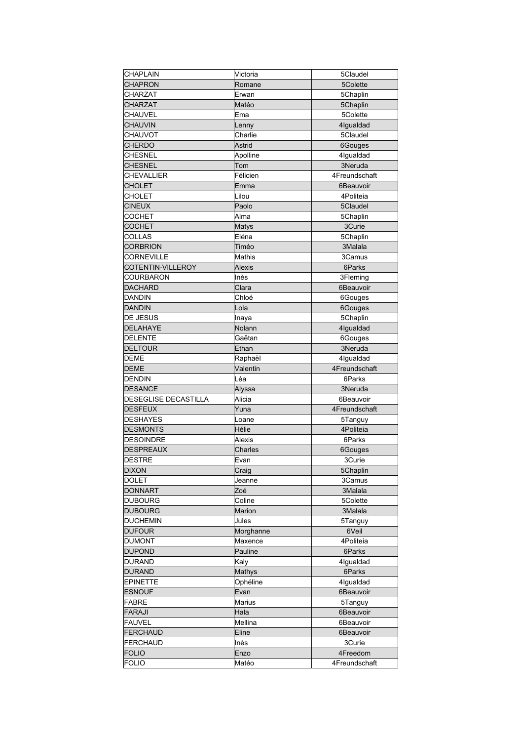| CHAPLAIN | Victoria | 5Claudel |
|---|---|---|
| CHAPRON | Romane | 5Colette |
| CHARZAT | Erwan | 5Chaplin |
| CHARZAT | Matéo | 5Chaplin |
| CHAUVEL | Ema | 5Colette |
| CHAUVIN | Lenny | 4Igualdad |
| CHAUVOT | Charlie | 5Claudel |
| CHERDO | Astrid | 6Gouges |
| CHESNEL | Apolline | 4Igualdad |
| CHESNEL | Tom | 3Neruda |
| CHEVALLIER | Félicien | 4Freundschaft |
| CHOLET | Emma | 6Beauvoir |
| CHOLET | Lilou | 4Politeia |
| CINEUX | Paolo | 5Claudel |
| COCHET | Alma | 5Chaplin |
| COCHET | Matys | 3Curie |
| COLLAS | Eléna | 5Chaplin |
| CORBRION | Timéo | 3Malala |
| CORNEVILLE | Mathis | 3Camus |
| COTENTIN-VILLEROY | Alexis | 6Parks |
| COURBARON | Inès | 3Fleming |
| DACHARD | Clara | 6Beauvoir |
| DANDIN | Chloé | 6Gouges |
| DANDIN | Lola | 6Gouges |
| DE JESUS | Inaya | 5Chaplin |
| DELAHAYE | Nolann | 4Igualdad |
| DELENTE | Gaëtan | 6Gouges |
| DELTOUR | Ethan | 3Neruda |
| DEME | Raphaël | 4Igualdad |
| DEME | Valentin | 4Freundschaft |
| DENDIN | Léa | 6Parks |
| DESANCE | Alyssa | 3Neruda |
| DESEGLISE DECASTILLA | Alicia | 6Beauvoir |
| DESFEUX | Yuna | 4Freundschaft |
| DESHAYES | Loane | 5Tanguy |
| DESMONTS | Hélie | 4Politeia |
| DESOINDRE | Alexis | 6Parks |
| DESPREAUX | Charles | 6Gouges |
| DESTRE | Evan | 3Curie |
| DIXON | Craig | 5Chaplin |
| DOLET | Jeanne | 3Camus |
| DONNART | Zoé | 3Malala |
| DUBOURG | Coline | 5Colette |
| DUBOURG | Marion | 3Malala |
| DUCHEMIN | Jules | 5Tanguy |
| DUFOUR | Morghanne | 6Veil |
| DUMONT | Maxence | 4Politeia |
| DUPOND | Pauline | 6Parks |
| DURAND | Kaly | 4Igualdad |
| DURAND | Mathys | 6Parks |
| EPINETTE | Ophéline | 4Igualdad |
| ESNOUF | Evan | 6Beauvoir |
| FABRE | Marius | 5Tanguy |
| FARAJI | Hala | 6Beauvoir |
| FAUVEL | Mellina | 6Beauvoir |
| FERCHAUD | Eline | 6Beauvoir |
| FERCHAUD | Inès | 3Curie |
| FOLIO | Enzo | 4Freedom |
| FOLIO | Matéo | 4Freundschaft |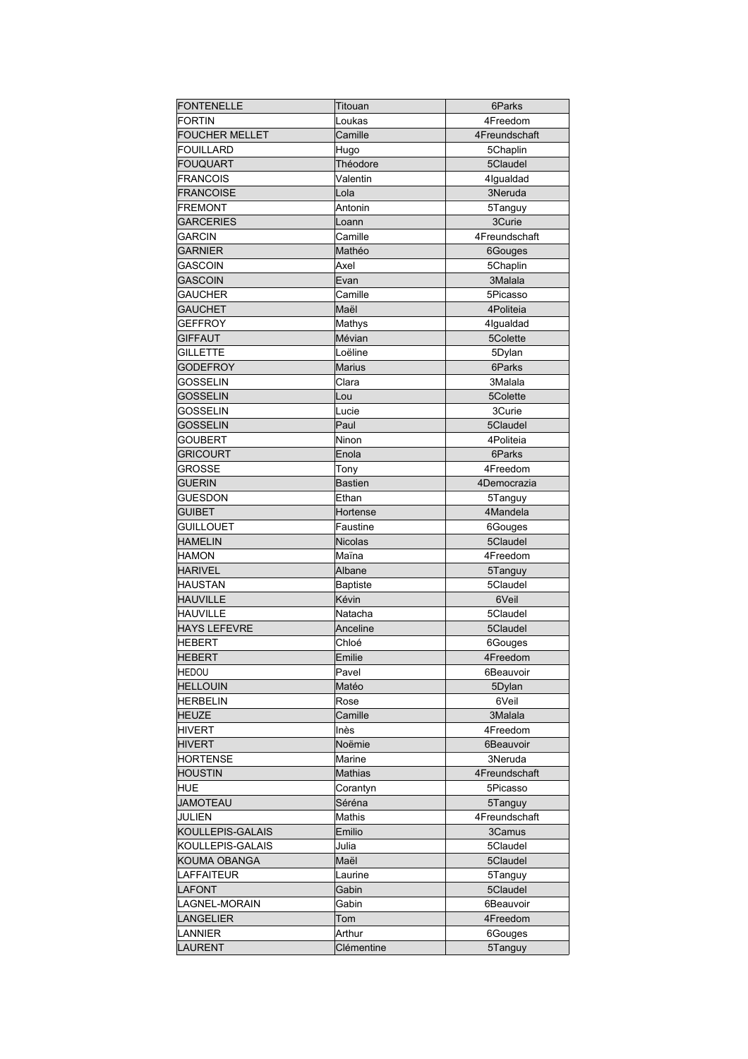| FONTENELLE | Titouan | 6Parks |
|---|---|---|
| FORTIN | Loukas | 4Freedom |
| FOUCHER MELLET | Camille | 4Freundschaft |
| FOUILLARD | Hugo | 5Chaplin |
| FOUQUART | Théodore | 5Claudel |
| FRANCOIS | Valentin | 4Igualdad |
| FRANCOISE | Lola | 3Neruda |
| FREMONT | Antonin | 5Tanguy |
| GARCERIES | Loann | 3Curie |
| GARCIN | Camille | 4Freundschaft |
| GARNIER | Mathéo | 6Gouges |
| GASCOIN | Axel | 5Chaplin |
| GASCOIN | Evan | 3Malala |
| GAUCHER | Camille | 5Picasso |
| GAUCHET | Maël | 4Politeia |
| GEFFROY | Mathys | 4Igualdad |
| GIFFAUT | Mévian | 5Colette |
| GILLETTE | Loëline | 5Dylan |
| GODEFROY | Marius | 6Parks |
| GOSSELIN | Clara | 3Malala |
| GOSSELIN | Lou | 5Colette |
| GOSSELIN | Lucie | 3Curie |
| GOSSELIN | Paul | 5Claudel |
| GOUBERT | Ninon | 4Politeia |
| GRICOURT | Enola | 6Parks |
| GROSSE | Tony | 4Freedom |
| GUERIN | Bastien | 4Democrazia |
| GUESDON | Ethan | 5Tanguy |
| GUIBET | Hortense | 4Mandela |
| GUILLOUET | Faustine | 6Gouges |
| HAMELIN | Nicolas | 5Claudel |
| HAMON | Maïna | 4Freedom |
| HARIVEL | Albane | 5Tanguy |
| HAUSTAN | Baptiste | 5Claudel |
| HAUVILLE | Kévin | 6Veil |
| HAUVILLE | Natacha | 5Claudel |
| HAYS LEFEVRE | Anceline | 5Claudel |
| HEBERT | Chloé | 6Gouges |
| HEBERT | Emilie | 4Freedom |
| HEDOU | Pavel | 6Beauvoir |
| HELLOUIN | Matéo | 5Dylan |
| HERBELIN | Rose | 6Veil |
| HEUZE | Camille | 3Malala |
| HIVERT | Inès | 4Freedom |
| HIVERT | Noëmie | 6Beauvoir |
| HORTENSE | Marine | 3Neruda |
| HOUSTIN | Mathias | 4Freundschaft |
| HUE | Corantyn | 5Picasso |
| JAMOTEAU | Séréna | 5Tanguy |
| JULIEN | Mathis | 4Freundschaft |
| KOULLEPIS-GALAIS | Emilio | 3Camus |
| KOULLEPIS-GALAIS | Julia | 5Claudel |
| KOUMA OBANGA | Maël | 5Claudel |
| LAFFAITEUR | Laurine | 5Tanguy |
| LAFONT | Gabin | 5Claudel |
| LAGNEL-MORAIN | Gabin | 6Beauvoir |
| LANGELIER | Tom | 4Freedom |
| LANNIER | Arthur | 6Gouges |
| LAURENT | Clémentine | 5Tanguy |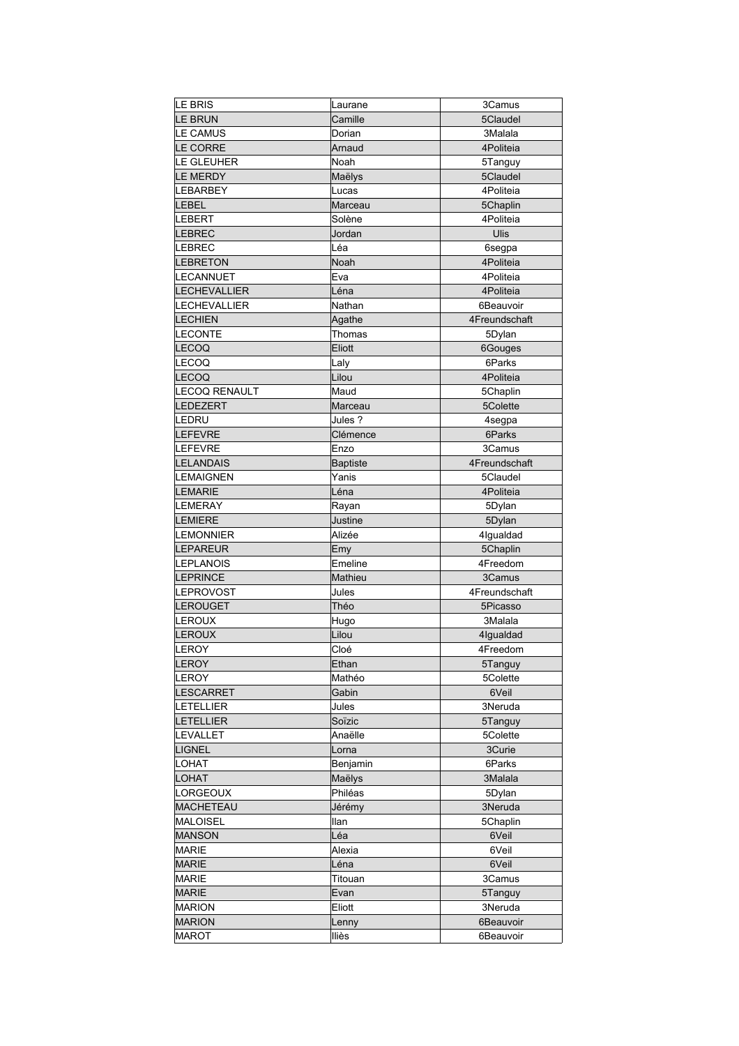| LE BRIS | Laurane | 3Camus |
|---|---|---|
| LE BRUN | Camille | 5Claudel |
| LE CAMUS | Dorian | 3Malala |
| LE CORRE | Arnaud | 4Politeia |
| LE GLEUHER | Noah | 5Tanguy |
| LE MERDY | Maëlys | 5Claudel |
| LEBARBEY | Lucas | 4Politeia |
| LEBEL | Marceau | 5Chaplin |
| LEBERT | Solène | 4Politeia |
| LEBREC | Jordan | Ulis |
| LEBREC | Léa | 6segpa |
| LEBRETON | Noah | 4Politeia |
| LECANNUET | Eva | 4Politeia |
| LECHEVALLIER | Léna | 4Politeia |
| LECHEVALLIER | Nathan | 6Beauvoir |
| LECHIEN | Agathe | 4Freundschaft |
| LECONTE | Thomas | 5Dylan |
| LECOQ | Eliott | 6Gouges |
| LECOQ | Laly | 6Parks |
| LECOQ | Lilou | 4Politeia |
| LECOQ RENAULT | Maud | 5Chaplin |
| LEDEZERT | Marceau | 5Colette |
| LEDRU | Jules ? | 4segpa |
| LEFEVRE | Clémence | 6Parks |
| LEFEVRE | Enzo | 3Camus |
| LELANDAIS | Baptiste | 4Freundschaft |
| LEMAIGNEN | Yanis | 5Claudel |
| LEMARIE | Léna | 4Politeia |
| LEMERAY | Rayan | 5Dylan |
| LEMIERE | Justine | 5Dylan |
| LEMONNIER | Alizée | 4Igualdad |
| LEPAREUR | Emy | 5Chaplin |
| LEPLANOIS | Emeline | 4Freedom |
| LEPRINCE | Mathieu | 3Camus |
| LEPROVOST | Jules | 4Freundschaft |
| LEROUGET | Théo | 5Picasso |
| LEROUX | Hugo | 3Malala |
| LEROUX | Lilou | 4Igualdad |
| LEROY | Cloé | 4Freedom |
| LEROY | Ethan | 5Tanguy |
| LEROY | Mathéo | 5Colette |
| LESCARRET | Gabin | 6Veil |
| LETELLIER | Jules | 3Neruda |
| LETELLIER | Soïzic | 5Tanguy |
| LEVALLET | Anaëlle | 5Colette |
| LIGNEL | Lorna | 3Curie |
| LOHAT | Benjamin | 6Parks |
| LOHAT | Maëlys | 3Malala |
| LORGEOUX | Philéas | 5Dylan |
| MACHETEAU | Jérémy | 3Neruda |
| MALOISEL | Ilan | 5Chaplin |
| MANSON | Léa | 6Veil |
| MARIE | Alexia | 6Veil |
| MARIE | Léna | 6Veil |
| MARIE | Titouan | 3Camus |
| MARIE | Evan | 5Tanguy |
| MARION | Eliott | 3Neruda |
| MARION | Lenny | 6Beauvoir |
| MAROT | Iliès | 6Beauvoir |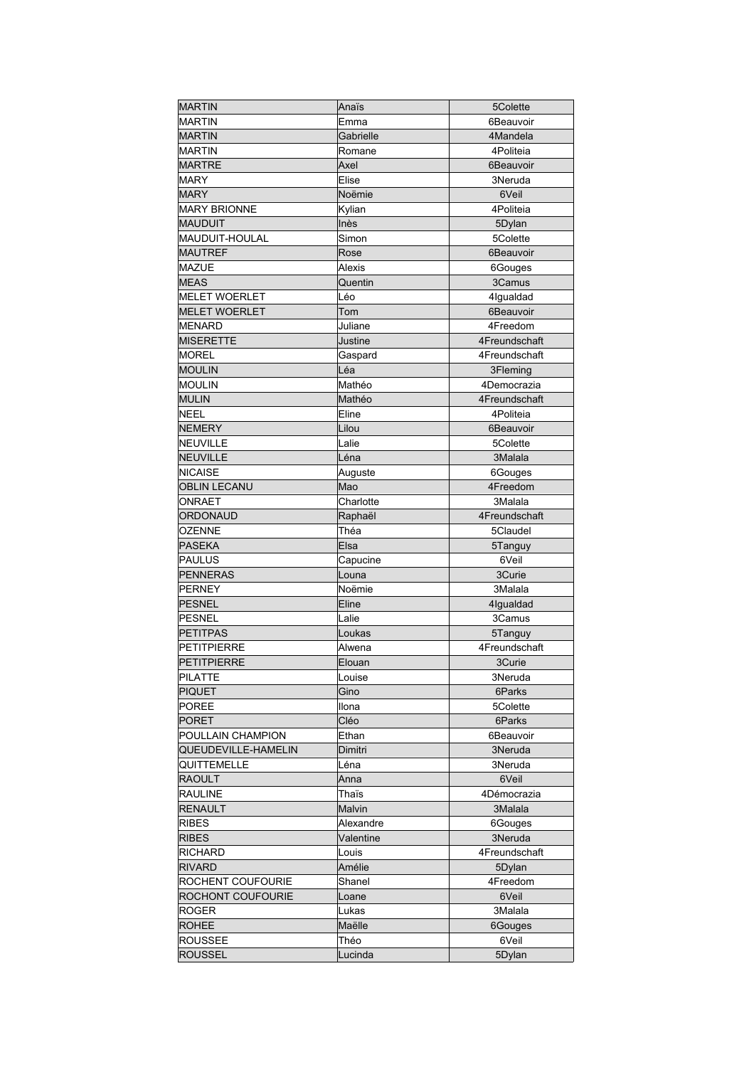| MARTIN | Anaïs | 5Colette |
|---|---|---|
| MARTIN | Emma | 6Beauvoir |
| MARTIN | Gabrielle | 4Mandela |
| MARTIN | Romane | 4Politeia |
| MARTRE | Axel | 6Beauvoir |
| MARY | Elise | 3Neruda |
| MARY | Noëmie | 6Veil |
| MARY BRIONNE | Kylian | 4Politeia |
| MAUDUIT | Inès | 5Dylan |
| MAUDUIT-HOULAL | Simon | 5Colette |
| MAUTREF | Rose | 6Beauvoir |
| MAZUE | Alexis | 6Gouges |
| MEAS | Quentin | 3Camus |
| MELET WOERLET | Léo | 4Igualdad |
| MELET WOERLET | Tom | 6Beauvoir |
| MENARD | Juliane | 4Freedom |
| MISERETTE | Justine | 4Freundschaft |
| MOREL | Gaspard | 4Freundschaft |
| MOULIN | Léa | 3Fleming |
| MOULIN | Mathéo | 4Democrazia |
| MULIN | Mathéo | 4Freundschaft |
| NEEL | Eline | 4Politeia |
| NEMERY | Lilou | 6Beauvoir |
| NEUVILLE | Lalie | 5Colette |
| NEUVILLE | Léna | 3Malala |
| NICAISE | Auguste | 6Gouges |
| OBLIN LECANU | Mao | 4Freedom |
| ONRAET | Charlotte | 3Malala |
| ORDONAUD | Raphaël | 4Freundschaft |
| OZENNE | Théa | 5Claudel |
| PASEKA | Elsa | 5Tanguy |
| PAULUS | Capucine | 6Veil |
| PENNERAS | Louna | 3Curie |
| PERNEY | Noëmie | 3Malala |
| PESNEL | Eline | 4Igualdad |
| PESNEL | Lalie | 3Camus |
| PETITPAS | Loukas | 5Tanguy |
| PETITPIERRE | Alwena | 4Freundschaft |
| PETITPIERRE | Elouan | 3Curie |
| PILATTE | Louise | 3Neruda |
| PIQUET | Gino | 6Parks |
| POREE | Ilona | 5Colette |
| PORET | Cléo | 6Parks |
| POULLAIN CHAMPION | Ethan | 6Beauvoir |
| QUEUDEVILLE-HAMELIN | Dimitri | 3Neruda |
| QUITTEMELLE | Léna | 3Neruda |
| RAOULT | Anna | 6Veil |
| RAULINE | Thaïs | 4Démocrazia |
| RENAULT | Malvin | 3Malala |
| RIBES | Alexandre | 6Gouges |
| RIBES | Valentine | 3Neruda |
| RICHARD | Louis | 4Freundschaft |
| RIVARD | Amélie | 5Dylan |
| ROCHENT COUFOURIE | Shanel | 4Freedom |
| ROCHONT COUFOURIE | Loane | 6Veil |
| ROGER | Lukas | 3Malala |
| ROHEE | Maëlle | 6Gouges |
| ROUSSEE | Théo | 6Veil |
| ROUSSEL | Lucinda | 5Dylan |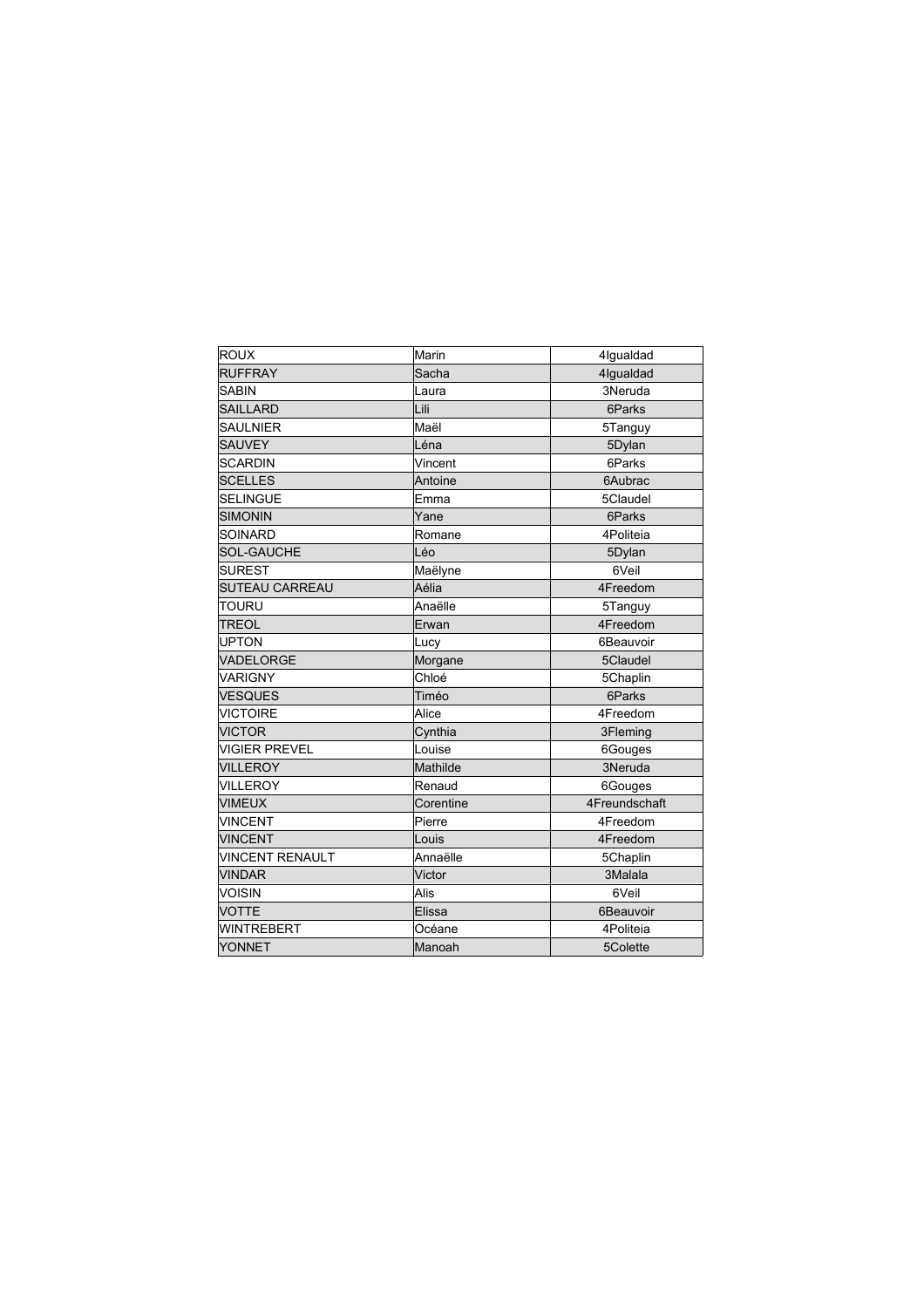| | | |
|---|---|---|
| ROUX | Marin | 4Igualdad |
| RUFFRAY | Sacha | 4Igualdad |
| SABIN | Laura | 3Neruda |
| SAILLARD | Lili | 6Parks |
| SAULNIER | Maël | 5Tanguy |
| SAUVEY | Léna | 5Dylan |
| SCARDIN | Vincent | 6Parks |
| SCELLES | Antoine | 6Aubrac |
| SELINGUE | Emma | 5Claudel |
| SIMONIN | Yane | 6Parks |
| SOINARD | Romane | 4Politeia |
| SOL-GAUCHE | Léo | 5Dylan |
| SUREST | Maëlyne | 6Veil |
| SUTEAU CARREAU | Aélia | 4Freedom |
| TOURU | Anaëlle | 5Tanguy |
| TREOL | Erwan | 4Freedom |
| UPTON | Lucy | 6Beauvoir |
| VADELORGE | Morgane | 5Claudel |
| VARIGNY | Chloé | 5Chaplin |
| VESQUES | Timéo | 6Parks |
| VICTOIRE | Alice | 4Freedom |
| VICTOR | Cynthia | 3Fleming |
| VIGIER PREVEL | Louise | 6Gouges |
| VILLEROY | Mathilde | 3Neruda |
| VILLEROY | Renaud | 6Gouges |
| VIMEUX | Corentine | 4Freundschaft |
| VINCENT | Pierre | 4Freedom |
| VINCENT | Louis | 4Freedom |
| VINCENT RENAULT | Annaëlle | 5Chaplin |
| VINDAR | Victor | 3Malala |
| VOISIN | Alis | 6Veil |
| VOTTE | Elissa | 6Beauvoir |
| WINTREBERT | Océane | 4Politeia |
| YONNET | Manoah | 5Colette |